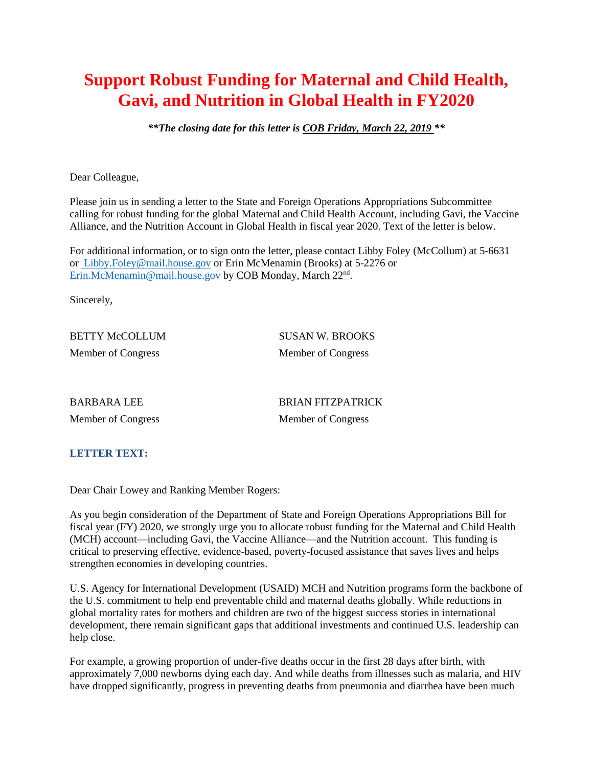# Support Robust Funding for Maternal and Child Health, Gavi, and Nutrition in Global Health in FY2020

***\*\*The closing date for this letter is COB Friday, March 22, 2019 \*\****

Dear Colleague,

Please join us in sending a letter to the State and Foreign Operations Appropriations Subcommittee calling for robust funding for the global Maternal and Child Health Account, including Gavi, the Vaccine Alliance, and the Nutrition Account in Global Health in fiscal year 2020. Text of the letter is below.

For additional information, or to sign onto the letter, please contact Libby Foley (McCollum) at 5-6631 or Libby.Foley@mail.house.gov or Erin McMenamin (Brooks) at 5-2276 or Erin.McMenamin@mail.house.gov by COB Monday, March 22nd.

Sincerely,

BETTY McCOLLUM
Member of Congress

SUSAN W. BROOKS
Member of Congress

BARBARA LEE
Member of Congress

BRIAN FITZPATRICK
Member of Congress

**LETTER TEXT:**

Dear Chair Lowey and Ranking Member Rogers:

As you begin consideration of the Department of State and Foreign Operations Appropriations Bill for fiscal year (FY) 2020, we strongly urge you to allocate robust funding for the Maternal and Child Health (MCH) account—including Gavi, the Vaccine Alliance—and the Nutrition account. This funding is critical to preserving effective, evidence-based, poverty-focused assistance that saves lives and helps strengthen economies in developing countries.

U.S. Agency for International Development (USAID) MCH and Nutrition programs form the backbone of the U.S. commitment to help end preventable child and maternal deaths globally. While reductions in global mortality rates for mothers and children are two of the biggest success stories in international development, there remain significant gaps that additional investments and continued U.S. leadership can help close.

For example, a growing proportion of under-five deaths occur in the first 28 days after birth, with approximately 7,000 newborns dying each day. And while deaths from illnesses such as malaria, and HIV have dropped significantly, progress in preventing deaths from pneumonia and diarrhea have been much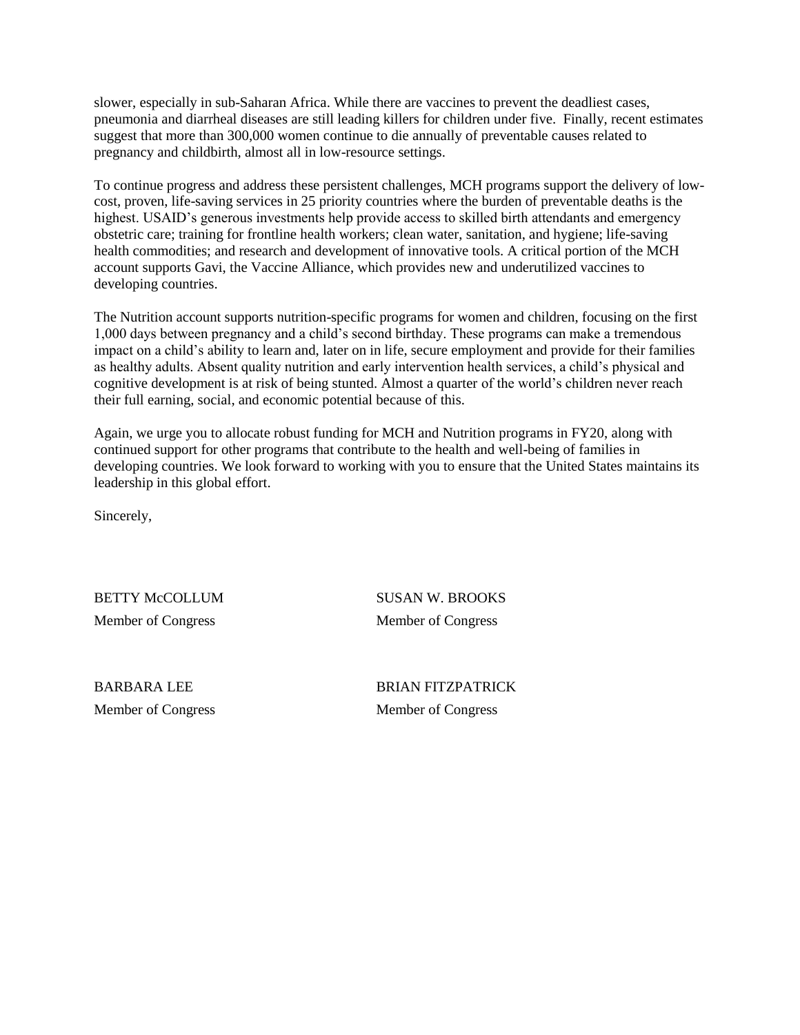slower, especially in sub-Saharan Africa. While there are vaccines to prevent the deadliest cases, pneumonia and diarrheal diseases are still leading killers for children under five. Finally, recent estimates suggest that more than 300,000 women continue to die annually of preventable causes related to pregnancy and childbirth, almost all in low-resource settings.

To continue progress and address these persistent challenges, MCH programs support the delivery of low-cost, proven, life-saving services in 25 priority countries where the burden of preventable deaths is the highest. USAID's generous investments help provide access to skilled birth attendants and emergency obstetric care; training for frontline health workers; clean water, sanitation, and hygiene; life-saving health commodities; and research and development of innovative tools. A critical portion of the MCH account supports Gavi, the Vaccine Alliance, which provides new and underutilized vaccines to developing countries.

The Nutrition account supports nutrition-specific programs for women and children, focusing on the first 1,000 days between pregnancy and a child's second birthday. These programs can make a tremendous impact on a child's ability to learn and, later on in life, secure employment and provide for their families as healthy adults. Absent quality nutrition and early intervention health services, a child's physical and cognitive development is at risk of being stunted. Almost a quarter of the world's children never reach their full earning, social, and economic potential because of this.

Again, we urge you to allocate robust funding for MCH and Nutrition programs in FY20, along with continued support for other programs that contribute to the health and well-being of families in developing countries. We look forward to working with you to ensure that the United States maintains its leadership in this global effort.

Sincerely,

BETTY McCOLLUM
Member of Congress

SUSAN W. BROOKS
Member of Congress

BARBARA LEE
Member of Congress

BRIAN FITZPATRICK
Member of Congress